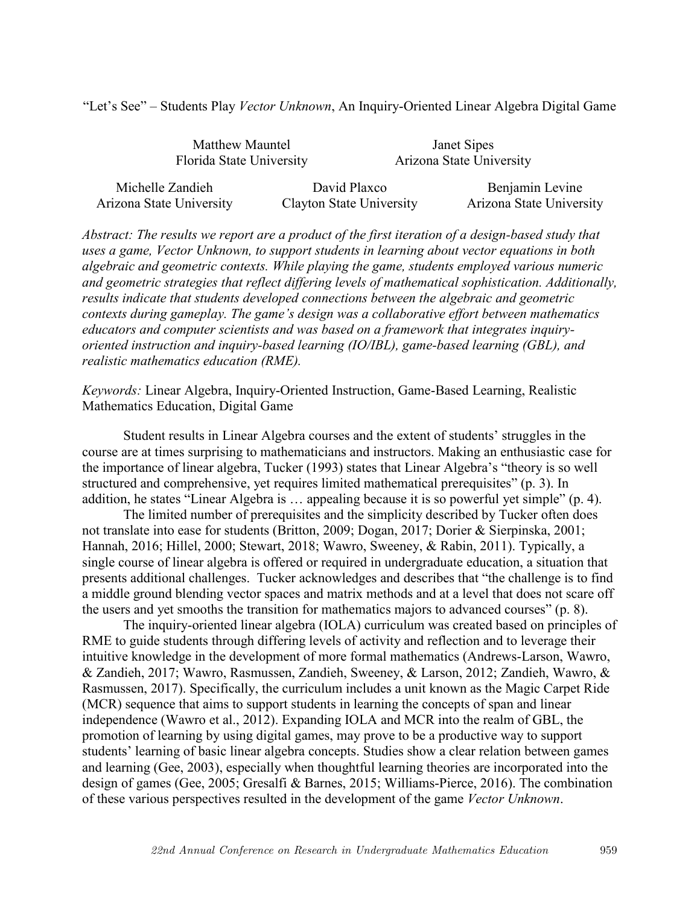# "Let's See" – Students Play *Vector Unknown*, An Inquiry-Oriented Linear Algebra Digital Game

Matthew Mauntel
Florida State University

Janet Sipes
Arizona State University

Michelle Zandieh
Arizona State University

David Plaxco
Clayton State University

Benjamin Levine
Arizona State University

*Abstract: The results we report are a product of the first iteration of a design-based study that uses a game, Vector Unknown, to support students in learning about vector equations in both algebraic and geometric contexts. While playing the game, students employed various numeric and geometric strategies that reflect differing levels of mathematical sophistication. Additionally, results indicate that students developed connections between the algebraic and geometric contexts during gameplay. The game's design was a collaborative effort between mathematics educators and computer scientists and was based on a framework that integrates inquiry-oriented instruction and inquiry-based learning (IO/IBL), game-based learning (GBL), and realistic mathematics education (RME).*

*Keywords:* Linear Algebra, Inquiry-Oriented Instruction, Game-Based Learning, Realistic Mathematics Education, Digital Game

Student results in Linear Algebra courses and the extent of students' struggles in the course are at times surprising to mathematicians and instructors. Making an enthusiastic case for the importance of linear algebra, Tucker (1993) states that Linear Algebra's "theory is so well structured and comprehensive, yet requires limited mathematical prerequisites" (p. 3). In addition, he states "Linear Algebra is … appealing because it is so powerful yet simple" (p. 4).

The limited number of prerequisites and the simplicity described by Tucker often does not translate into ease for students (Britton, 2009; Dogan, 2017; Dorier & Sierpinska, 2001; Hannah, 2016; Hillel, 2000; Stewart, 2018; Wawro, Sweeney, & Rabin, 2011). Typically, a single course of linear algebra is offered or required in undergraduate education, a situation that presents additional challenges. Tucker acknowledges and describes that "the challenge is to find a middle ground blending vector spaces and matrix methods and at a level that does not scare off the users and yet smooths the transition for mathematics majors to advanced courses" (p. 8).

The inquiry-oriented linear algebra (IOLA) curriculum was created based on principles of RME to guide students through differing levels of activity and reflection and to leverage their intuitive knowledge in the development of more formal mathematics (Andrews-Larson, Wawro, & Zandieh, 2017; Wawro, Rasmussen, Zandieh, Sweeney, & Larson, 2012; Zandieh, Wawro, & Rasmussen, 2017). Specifically, the curriculum includes a unit known as the Magic Carpet Ride (MCR) sequence that aims to support students in learning the concepts of span and linear independence (Wawro et al., 2012). Expanding IOLA and MCR into the realm of GBL, the promotion of learning by using digital games, may prove to be a productive way to support students' learning of basic linear algebra concepts. Studies show a clear relation between games and learning (Gee, 2003), especially when thoughtful learning theories are incorporated into the design of games (Gee, 2005; Gresalfi & Barnes, 2015; Williams-Pierce, 2016). The combination of these various perspectives resulted in the development of the game *Vector Unknown*.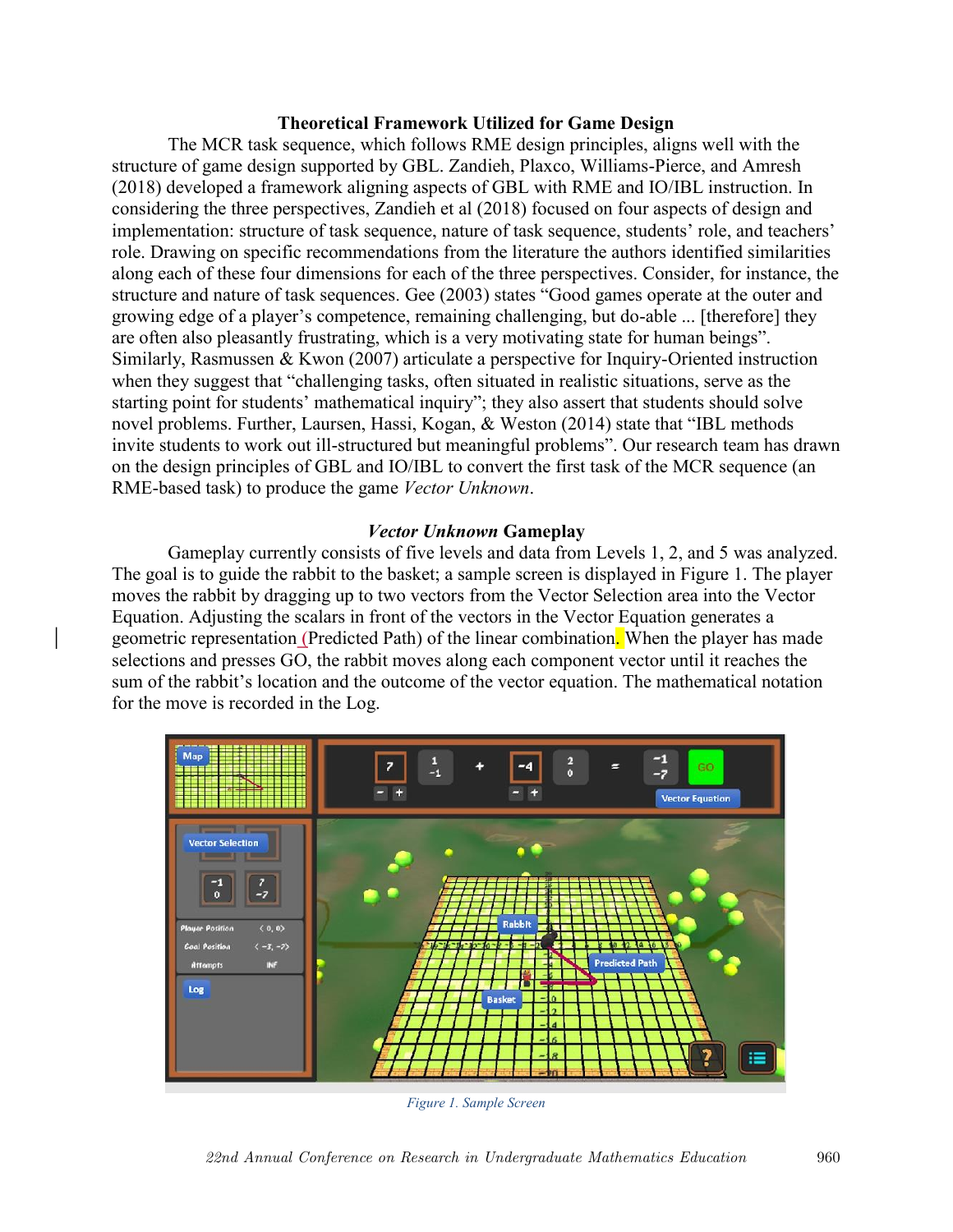## Theoretical Framework Utilized for Game Design

The MCR task sequence, which follows RME design principles, aligns well with the structure of game design supported by GBL. Zandieh, Plaxco, Williams-Pierce, and Amresh (2018) developed a framework aligning aspects of GBL with RME and IO/IBL instruction. In considering the three perspectives, Zandieh et al (2018) focused on four aspects of design and implementation: structure of task sequence, nature of task sequence, students' role, and teachers' role. Drawing on specific recommendations from the literature the authors identified similarities along each of these four dimensions for each of the three perspectives. Consider, for instance, the structure and nature of task sequences. Gee (2003) states "Good games operate at the outer and growing edge of a player's competence, remaining challenging, but do-able ... [therefore] they are often also pleasantly frustrating, which is a very motivating state for human beings". Similarly, Rasmussen & Kwon (2007) articulate a perspective for Inquiry-Oriented instruction when they suggest that "challenging tasks, often situated in realistic situations, serve as the starting point for students' mathematical inquiry"; they also assert that students should solve novel problems. Further, Laursen, Hassi, Kogan, & Weston (2014) state that "IBL methods invite students to work out ill-structured but meaningful problems". Our research team has drawn on the design principles of GBL and IO/IBL to convert the first task of the MCR sequence (an RME-based task) to produce the game *Vector Unknown*.

## *Vector Unknown* Gameplay

Gameplay currently consists of five levels and data from Levels 1, 2, and 5 was analyzed. The goal is to guide the rabbit to the basket; a sample screen is displayed in Figure 1. The player moves the rabbit by dragging up to two vectors from the Vector Selection area into the Vector Equation. Adjusting the scalars in front of the vectors in the Vector Equation generates a geometric representation (Predicted Path) of the linear combination. When the player has made selections and presses GO, the rabbit moves along each component vector until it reaches the sum of the rabbit's location and the outcome of the vector equation. The mathematical notation for the move is recorded in the Log.

*Figure 1. Sample Screen*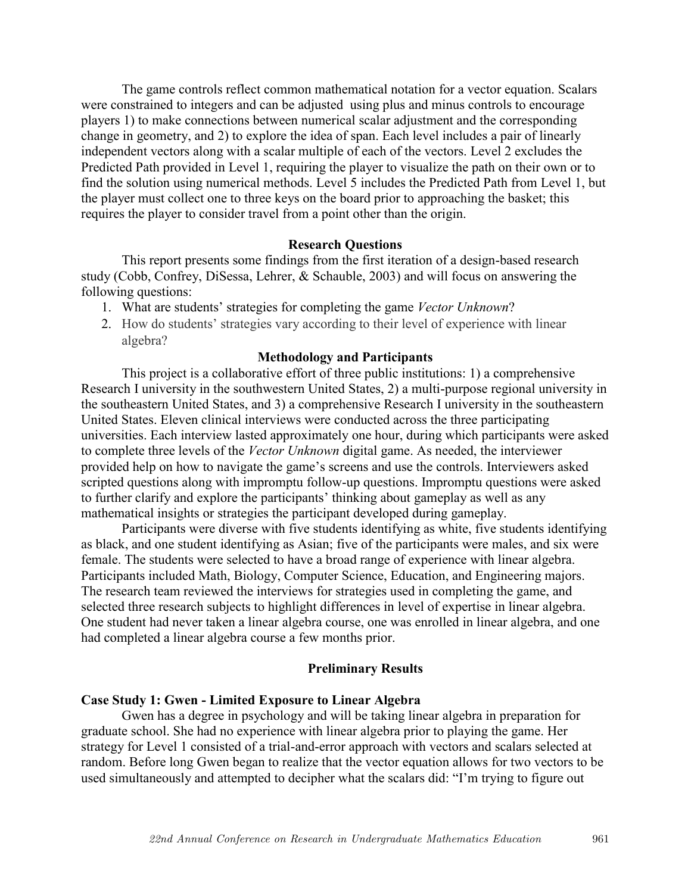The game controls reflect common mathematical notation for a vector equation. Scalars were constrained to integers and can be adjusted  using plus and minus controls to encourage players 1) to make connections between numerical scalar adjustment and the corresponding change in geometry, and 2) to explore the idea of span. Each level includes a pair of linearly independent vectors along with a scalar multiple of each of the vectors. Level 2 excludes the Predicted Path provided in Level 1, requiring the player to visualize the path on their own or to find the solution using numerical methods. Level 5 includes the Predicted Path from Level 1, but the player must collect one to three keys on the board prior to approaching the basket; this requires the player to consider travel from a point other than the origin.

## Research Questions

This report presents some findings from the first iteration of a design-based research study (Cobb, Confrey, DiSessa, Lehrer, & Schauble, 2003) and will focus on answering the following questions:

1. What are students' strategies for completing the game *Vector Unknown*?
2. How do students' strategies vary according to their level of experience with linear algebra?

## Methodology and Participants

This project is a collaborative effort of three public institutions: 1) a comprehensive Research I university in the southwestern United States, 2) a multi-purpose regional university in the southeastern United States, and 3) a comprehensive Research I university in the southeastern United States. Eleven clinical interviews were conducted across the three participating universities. Each interview lasted approximately one hour, during which participants were asked to complete three levels of the *Vector Unknown* digital game. As needed, the interviewer provided help on how to navigate the game's screens and use the controls. Interviewers asked scripted questions along with impromptu follow-up questions. Impromptu questions were asked to further clarify and explore the participants' thinking about gameplay as well as any mathematical insights or strategies the participant developed during gameplay.

Participants were diverse with five students identifying as white, five students identifying as black, and one student identifying as Asian; five of the participants were males, and six were female. The students were selected to have a broad range of experience with linear algebra. Participants included Math, Biology, Computer Science, Education, and Engineering majors. The research team reviewed the interviews for strategies used in completing the game, and selected three research subjects to highlight differences in level of expertise in linear algebra. One student had never taken a linear algebra course, one was enrolled in linear algebra, and one had completed a linear algebra course a few months prior.

## Preliminary Results

### Case Study 1: Gwen - Limited Exposure to Linear Algebra

Gwen has a degree in psychology and will be taking linear algebra in preparation for graduate school. She had no experience with linear algebra prior to playing the game. Her strategy for Level 1 consisted of a trial-and-error approach with vectors and scalars selected at random. Before long Gwen began to realize that the vector equation allows for two vectors to be used simultaneously and attempted to decipher what the scalars did: "I'm trying to figure out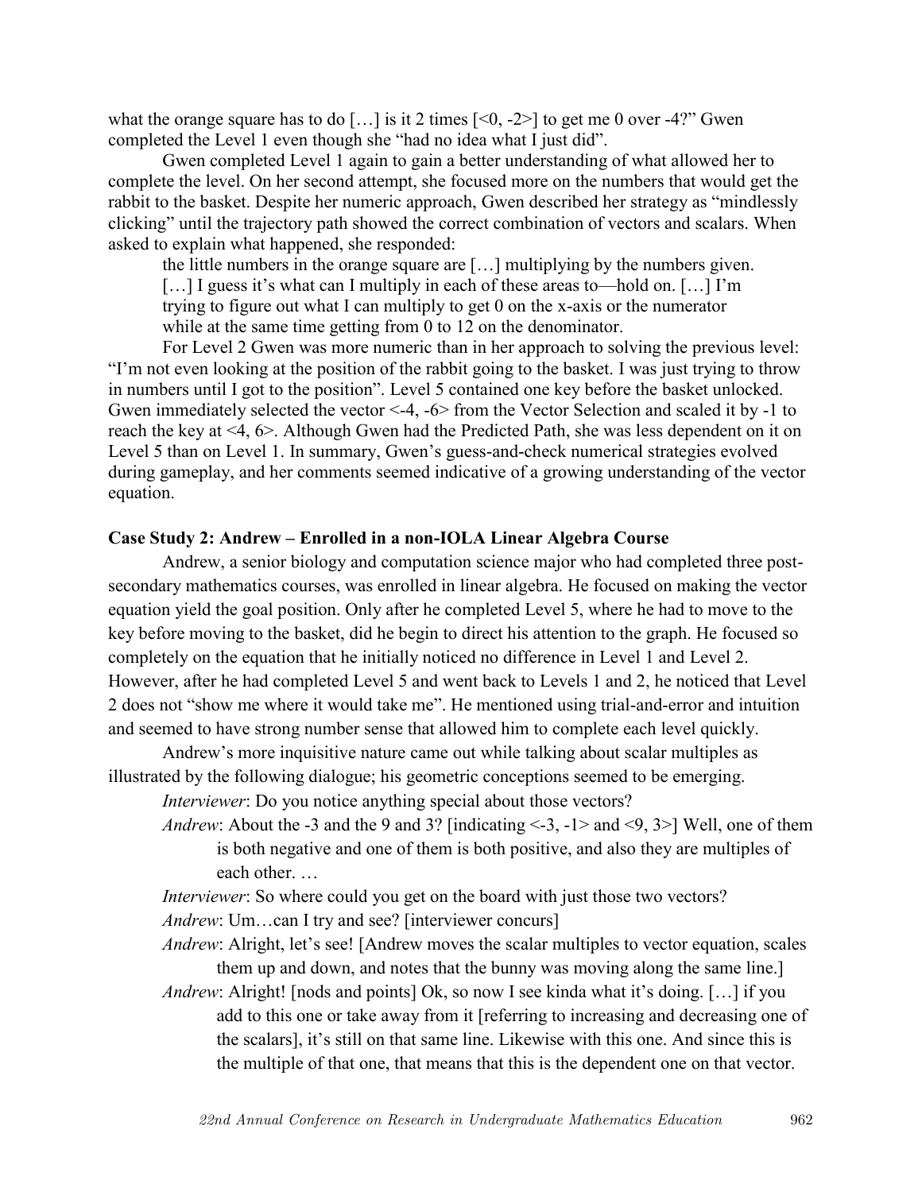what the orange square has to do […] is it 2 times [<0, -2>] to get me 0 over -4?" Gwen completed the Level 1 even though she "had no idea what I just did".

Gwen completed Level 1 again to gain a better understanding of what allowed her to complete the level. On her second attempt, she focused more on the numbers that would get the rabbit to the basket. Despite her numeric approach, Gwen described her strategy as "mindlessly clicking" until the trajectory path showed the correct combination of vectors and scalars. When asked to explain what happened, she responded:

> the little numbers in the orange square are […] multiplying by the numbers given. […] I guess it's what can I multiply in each of these areas to—hold on. […] I'm trying to figure out what I can multiply to get 0 on the x-axis or the numerator while at the same time getting from 0 to 12 on the denominator.

For Level 2 Gwen was more numeric than in her approach to solving the previous level: "I'm not even looking at the position of the rabbit going to the basket. I was just trying to throw in numbers until I got to the position". Level 5 contained one key before the basket unlocked. Gwen immediately selected the vector <-4, -6> from the Vector Selection and scaled it by -1 to reach the key at <4, 6>. Although Gwen had the Predicted Path, she was less dependent on it on Level 5 than on Level 1. In summary, Gwen's guess-and-check numerical strategies evolved during gameplay, and her comments seemed indicative of a growing understanding of the vector equation.

### Case Study 2: Andrew – Enrolled in a non-IOLA Linear Algebra Course

Andrew, a senior biology and computation science major who had completed three post-secondary mathematics courses, was enrolled in linear algebra. He focused on making the vector equation yield the goal position. Only after he completed Level 5, where he had to move to the key before moving to the basket, did he begin to direct his attention to the graph. He focused so completely on the equation that he initially noticed no difference in Level 1 and Level 2. However, after he had completed Level 5 and went back to Levels 1 and 2, he noticed that Level 2 does not "show me where it would take me". He mentioned using trial-and-error and intuition and seemed to have strong number sense that allowed him to complete each level quickly.

Andrew's more inquisitive nature came out while talking about scalar multiples as illustrated by the following dialogue; his geometric conceptions seemed to be emerging.

> *Interviewer*: Do you notice anything special about those vectors?
>
> *Andrew*: About the -3 and the 9 and 3? [indicating <-3, -1> and <9, 3>] Well, one of them is both negative and one of them is both positive, and also they are multiples of each other. …
>
> *Interviewer*: So where could you get on the board with just those two vectors?
>
> *Andrew*: Um…can I try and see? [interviewer concurs]
>
> *Andrew*: Alright, let's see! [Andrew moves the scalar multiples to vector equation, scales them up and down, and notes that the bunny was moving along the same line.]
>
> *Andrew*: Alright! [nods and points] Ok, so now I see kinda what it's doing. […] if you add to this one or take away from it [referring to increasing and decreasing one of the scalars], it's still on that same line. Likewise with this one. And since this is the multiple of that one, that means that this is the dependent one on that vector.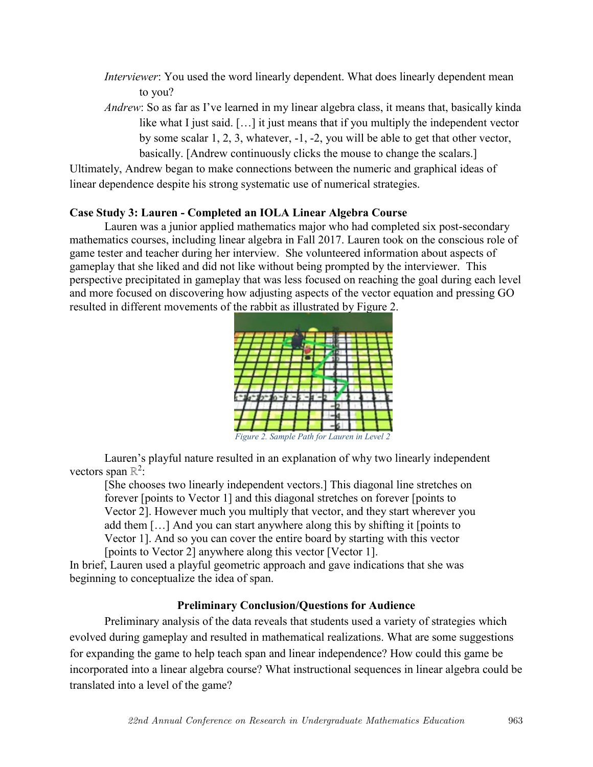*Interviewer*: You used the word linearly dependent. What does linearly dependent mean to you?

*Andrew*: So as far as I've learned in my linear algebra class, it means that, basically kinda like what I just said. […] it just means that if you multiply the independent vector by some scalar 1, 2, 3, whatever, -1, -2, you will be able to get that other vector, basically. [Andrew continuously clicks the mouse to change the scalars.]

Ultimately, Andrew began to make connections between the numeric and graphical ideas of linear dependence despite his strong systematic use of numerical strategies.

**Case Study 3: Lauren - Completed an IOLA Linear Algebra Course**

Lauren was a junior applied mathematics major who had completed six post-secondary mathematics courses, including linear algebra in Fall 2017. Lauren took on the conscious role of game tester and teacher during her interview. She volunteered information about aspects of gameplay that she liked and did not like without being prompted by the interviewer. This perspective precipitated in gameplay that was less focused on reaching the goal during each level and more focused on discovering how adjusting aspects of the vector equation and pressing GO resulted in different movements of the rabbit as illustrated by Figure 2.

*Figure 2. Sample Path for Lauren in Level 2*

Lauren's playful nature resulted in an explanation of why two linearly independent vectors span $\mathbb{R}^2$:

> [She chooses two linearly independent vectors.] This diagonal line stretches on forever [points to Vector 1] and this diagonal stretches on forever [points to Vector 2]. However much you multiply that vector, and they start wherever you add them […] And you can start anywhere along this by shifting it [points to Vector 1]. And so you can cover the entire board by starting with this vector [points to Vector 2] anywhere along this vector [Vector 1].

In brief, Lauren used a playful geometric approach and gave indications that she was beginning to conceptualize the idea of span.

**Preliminary Conclusion/Questions for Audience**

Preliminary analysis of the data reveals that students used a variety of strategies which evolved during gameplay and resulted in mathematical realizations. What are some suggestions for expanding the game to help teach span and linear independence? How could this game be incorporated into a linear algebra course? What instructional sequences in linear algebra could be translated into a level of the game?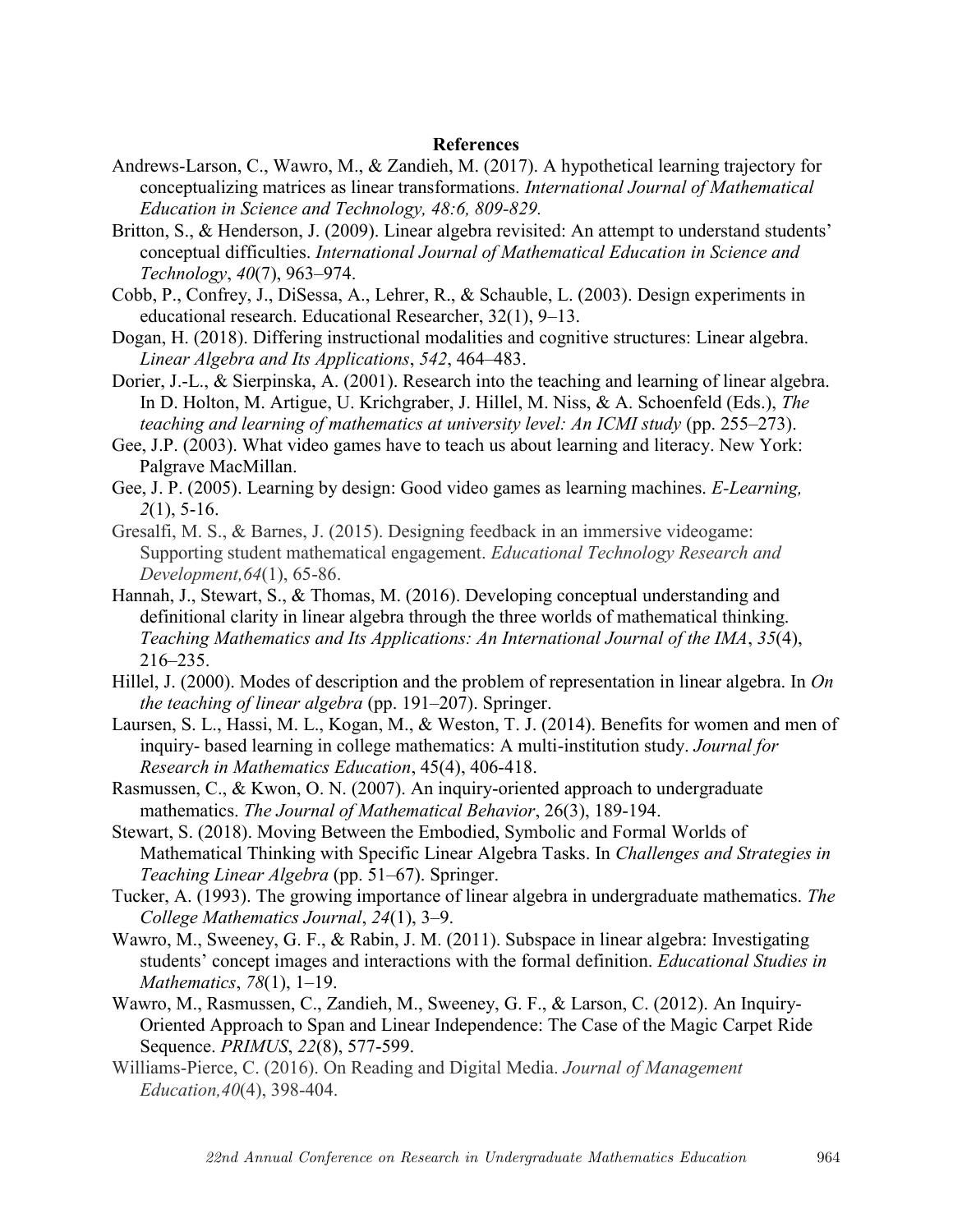## References

Andrews-Larson, C., Wawro, M., & Zandieh, M. (2017). A hypothetical learning trajectory for conceptualizing matrices as linear transformations. *International Journal of Mathematical Education in Science and Technology, 48:6, 809-829.*

Britton, S., & Henderson, J. (2009). Linear algebra revisited: An attempt to understand students' conceptual difficulties. *International Journal of Mathematical Education in Science and Technology*, *40*(7), 963–974.

Cobb, P., Confrey, J., DiSessa, A., Lehrer, R., & Schauble, L. (2003). Design experiments in educational research. Educational Researcher, 32(1), 9–13.

Dogan, H. (2018). Differing instructional modalities and cognitive structures: Linear algebra. *Linear Algebra and Its Applications*, *542*, 464–483.

Dorier, J.-L., & Sierpinska, A. (2001). Research into the teaching and learning of linear algebra. In D. Holton, M. Artigue, U. Krichgraber, J. Hillel, M. Niss, & A. Schoenfeld (Eds.), *The teaching and learning of mathematics at university level: An ICMI study* (pp. 255–273).

Gee, J.P. (2003). What video games have to teach us about learning and literacy. New York: Palgrave MacMillan.

Gee, J. P. (2005). Learning by design: Good video games as learning machines. *E-Learning, 2*(1), 5-16.

Gresalfi, M. S., & Barnes, J. (2015). Designing feedback in an immersive videogame: Supporting student mathematical engagement. *Educational Technology Research and Development,64*(1), 65-86.

Hannah, J., Stewart, S., & Thomas, M. (2016). Developing conceptual understanding and definitional clarity in linear algebra through the three worlds of mathematical thinking. *Teaching Mathematics and Its Applications: An International Journal of the IMA*, *35*(4), 216–235.

Hillel, J. (2000). Modes of description and the problem of representation in linear algebra. In *On the teaching of linear algebra* (pp. 191–207). Springer.

Laursen, S. L., Hassi, M. L., Kogan, M., & Weston, T. J. (2014). Benefits for women and men of inquiry- based learning in college mathematics: A multi-institution study. *Journal for Research in Mathematics Education*, 45(4), 406-418.

Rasmussen, C., & Kwon, O. N. (2007). An inquiry-oriented approach to undergraduate mathematics. *The Journal of Mathematical Behavior*, 26(3), 189-194.

Stewart, S. (2018). Moving Between the Embodied, Symbolic and Formal Worlds of Mathematical Thinking with Specific Linear Algebra Tasks. In *Challenges and Strategies in Teaching Linear Algebra* (pp. 51–67). Springer.

Tucker, A. (1993). The growing importance of linear algebra in undergraduate mathematics. *The College Mathematics Journal*, *24*(1), 3–9.

Wawro, M., Sweeney, G. F., & Rabin, J. M. (2011). Subspace in linear algebra: Investigating students' concept images and interactions with the formal definition. *Educational Studies in Mathematics*, *78*(1), 1–19.

Wawro, M., Rasmussen, C., Zandieh, M., Sweeney, G. F., & Larson, C. (2012). An Inquiry-Oriented Approach to Span and Linear Independence: The Case of the Magic Carpet Ride Sequence. *PRIMUS*, *22*(8), 577-599.

Williams-Pierce, C. (2016). On Reading and Digital Media. *Journal of Management Education,40*(4), 398-404.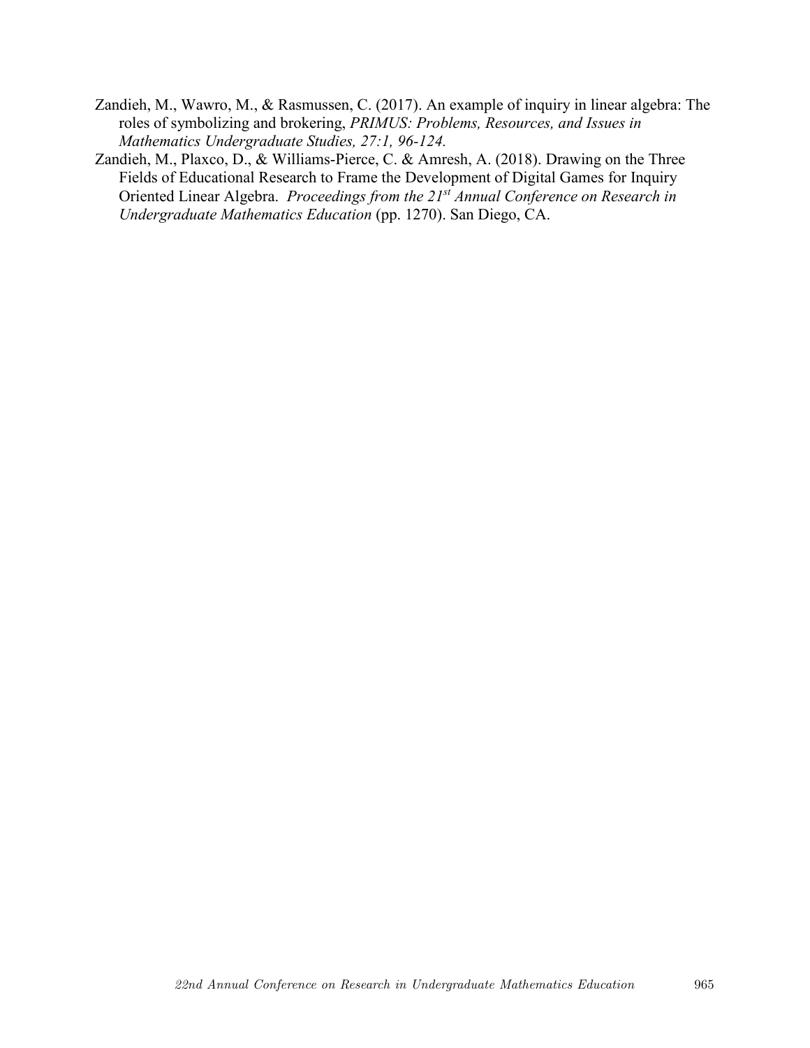Zandieh, M., Wawro, M., & Rasmussen, C. (2017). An example of inquiry in linear algebra: The roles of symbolizing and brokering, *PRIMUS: Problems, Resources, and Issues in Mathematics Undergraduate Studies, 27:1, 96-124.*

Zandieh, M., Plaxco, D., & Williams-Pierce, C. & Amresh, A. (2018). Drawing on the Three Fields of Educational Research to Frame the Development of Digital Games for Inquiry Oriented Linear Algebra. *Proceedings from the 21st Annual Conference on Research in Undergraduate Mathematics Education* (pp. 1270). San Diego, CA.